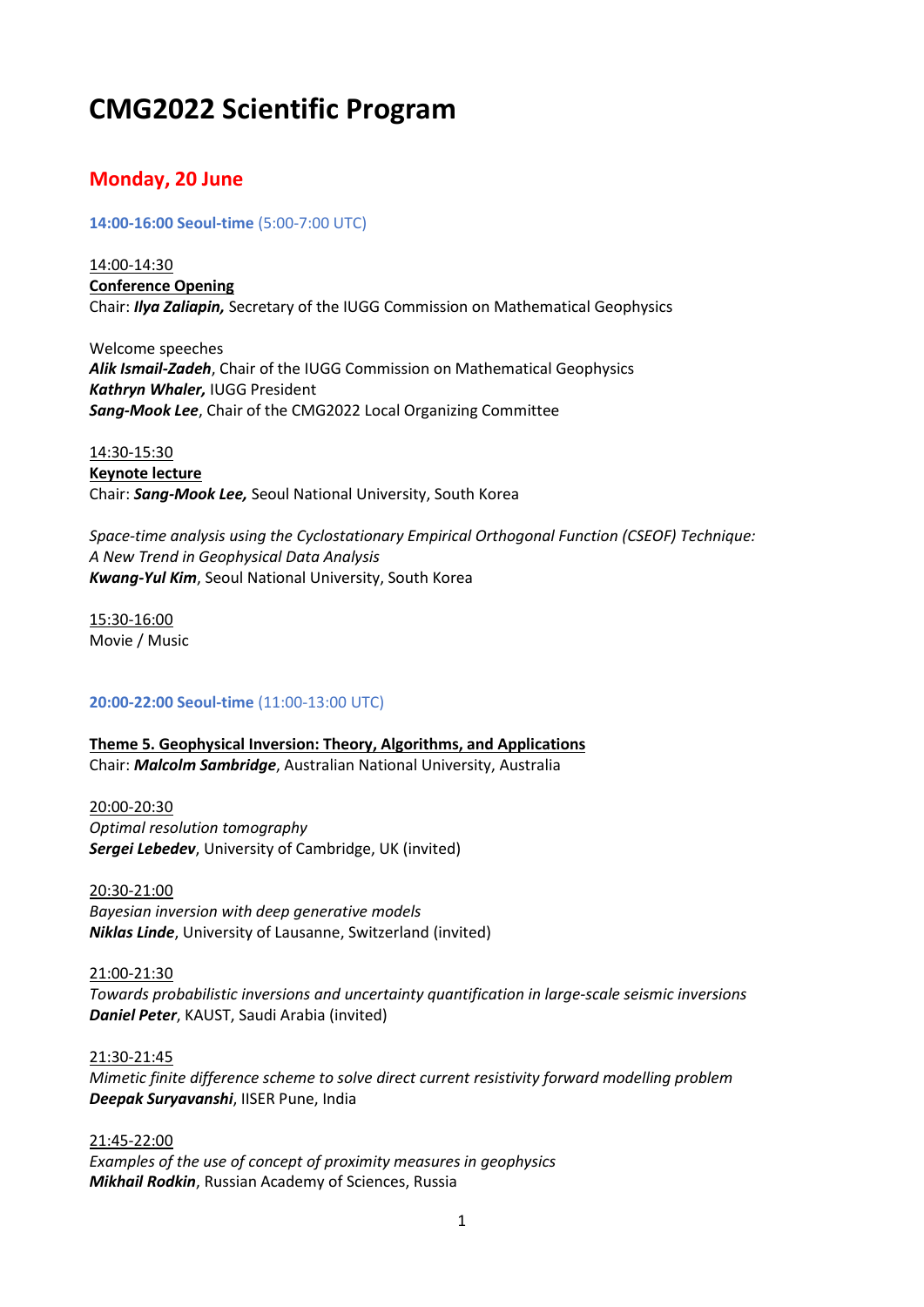# CMG2022 Scientific Program

## Monday, 20 June

**14:00-16:00 Seoul-time** (5:00-7:00 UTC)

<u>14:00-14:30</u>
**<u>Conference Opening</u>**
Chair: ***Ilya Zaliapin,*** Secretary of the IUGG Commission on Mathematical Geophysics

Welcome speeches
***Alik Ismail-Zadeh***, Chair of the IUGG Commission on Mathematical Geophysics
***Kathryn Whaler,*** IUGG President
***Sang-Mook Lee***, Chair of the CMG2022 Local Organizing Committee

<u>14:30-15:30</u>
**<u>Keynote lecture</u>**
Chair: ***Sang-Mook Lee,*** Seoul National University, South Korea

*Space-time analysis using the Cyclostationary Empirical Orthogonal Function (CSEOF) Technique: A New Trend in Geophysical Data Analysis*
***Kwang-Yul Kim***, Seoul National University, South Korea

<u>15:30-16:00</u>
Movie / Music

**20:00-22:00 Seoul-time** (11:00-13:00 UTC)

**<u>Theme 5. Geophysical Inversion: Theory, Algorithms, and Applications</u>**
Chair: ***Malcolm Sambridge***, Australian National University, Australia

<u>20:00-20:30</u>
*Optimal resolution tomography*
***Sergei Lebedev***, University of Cambridge, UK (invited)

<u>20:30-21:00</u>
*Bayesian inversion with deep generative models*
***Niklas Linde***, University of Lausanne, Switzerland (invited)

<u>21:00-21:30</u>
*Towards probabilistic inversions and uncertainty quantification in large-scale seismic inversions*
***Daniel Peter***, KAUST, Saudi Arabia (invited)

<u>21:30-21:45</u>
*Mimetic finite difference scheme to solve direct current resistivity forward modelling problem*
***Deepak Suryavanshi***, IISER Pune, India

<u>21:45-22:00</u>
*Examples of the use of concept of proximity measures in geophysics*
***Mikhail Rodkin***, Russian Academy of Sciences, Russia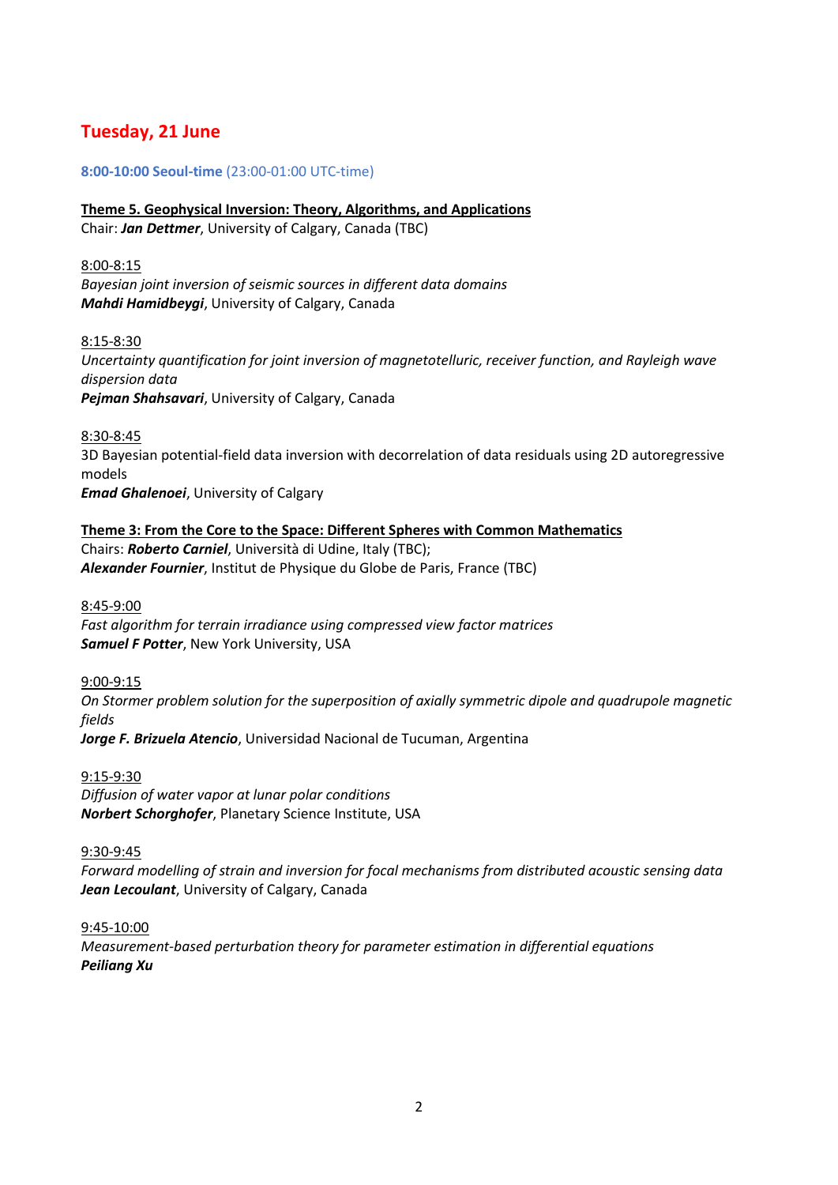## Tuesday, 21 June

**8:00-10:00 Seoul-time** (23:00-01:00 UTC-time)

**Theme 5. Geophysical Inversion: Theory, Algorithms, and Applications**
Chair: ***Jan Dettmer***, University of Calgary, Canada (TBC)

8:00-8:15
*Bayesian joint inversion of seismic sources in different data domains*
***Mahdi Hamidbeygi***, University of Calgary, Canada

8:15-8:30
*Uncertainty quantification for joint inversion of magnetotelluric, receiver function, and Rayleigh wave dispersion data*
***Pejman Shahsavari***, University of Calgary, Canada

8:30-8:45
3D Bayesian potential-field data inversion with decorrelation of data residuals using 2D autoregressive models
***Emad Ghalenoei***, University of Calgary

**Theme 3: From the Core to the Space: Different Spheres with Common Mathematics**
Chairs: ***Roberto Carniel***, Università di Udine, Italy (TBC);
***Alexander Fournier***, Institut de Physique du Globe de Paris, France (TBC)

8:45-9:00
*Fast algorithm for terrain irradiance using compressed view factor matrices*
***Samuel F Potter***, New York University, USA

9:00-9:15
*On Stormer problem solution for the superposition of axially symmetric dipole and quadrupole magnetic fields*
***Jorge F. Brizuela Atencio***, Universidad Nacional de Tucuman, Argentina

9:15-9:30
*Diffusion of water vapor at lunar polar conditions*
***Norbert Schorghofer***, Planetary Science Institute, USA

9:30-9:45
*Forward modelling of strain and inversion for focal mechanisms from distributed acoustic sensing data*
***Jean Lecoulant***, University of Calgary, Canada

9:45-10:00
*Measurement-based perturbation theory for parameter estimation in differential equations*
***Peiliang Xu***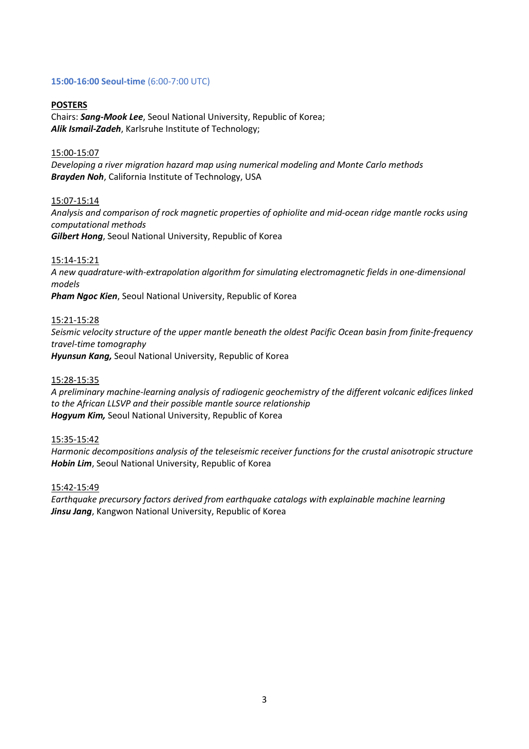**15:00-16:00 Seoul-time** (6:00-7:00 UTC)

**POSTERS**

Chairs: ***Sang-Mook Lee***, Seoul National University, Republic of Korea;
***Alik Ismail-Zadeh***, Karlsruhe Institute of Technology;

15:00-15:07
*Developing a river migration hazard map using numerical modeling and Monte Carlo methods*
***Brayden Noh***, California Institute of Technology, USA

15:07-15:14
*Analysis and comparison of rock magnetic properties of ophiolite and mid-ocean ridge mantle rocks using computational methods*
***Gilbert Hong***, Seoul National University, Republic of Korea

15:14-15:21
*A new quadrature-with-extrapolation algorithm for simulating electromagnetic fields in one-dimensional models*
***Pham Ngoc Kien***, Seoul National University, Republic of Korea

15:21-15:28
*Seismic velocity structure of the upper mantle beneath the oldest Pacific Ocean basin from finite-frequency travel-time tomography*
***Hyunsun Kang,*** Seoul National University, Republic of Korea

15:28-15:35
*A preliminary machine-learning analysis of radiogenic geochemistry of the different volcanic edifices linked to the African LLSVP and their possible mantle source relationship*
***Hogyum Kim,*** Seoul National University, Republic of Korea

15:35-15:42
*Harmonic decompositions analysis of the teleseismic receiver functions for the crustal anisotropic structure*
***Hobin Lim***, Seoul National University, Republic of Korea

15:42-15:49
*Earthquake precursory factors derived from earthquake catalogs with explainable machine learning*
***Jinsu Jang***, Kangwon National University, Republic of Korea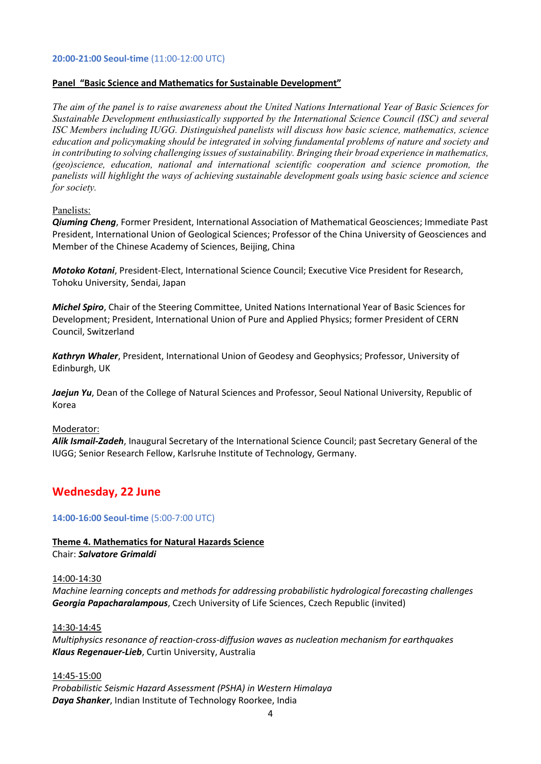**20:00-21:00 Seoul-time** (11:00-12:00 UTC)

**Panel "Basic Science and Mathematics for Sustainable Development"**

*The aim of the panel is to raise awareness about the United Nations International Year of Basic Sciences for Sustainable Development enthusiastically supported by the International Science Council (ISC) and several ISC Members including IUGG. Distinguished panelists will discuss how basic science, mathematics, science education and policymaking should be integrated in solving fundamental problems of nature and society and in contributing to solving challenging issues of sustainability. Bringing their broad experience in mathematics, (geo)science, education, national and international scientific cooperation and science promotion, the panelists will highlight the ways of achieving sustainable development goals using basic science and science for society.*

Panelists:

***Qiuming Cheng***, Former President, International Association of Mathematical Geosciences; Immediate Past President, International Union of Geological Sciences; Professor of the China University of Geosciences and Member of the Chinese Academy of Sciences, Beijing, China

***Motoko Kotani***, President-Elect, International Science Council; Executive Vice President for Research, Tohoku University, Sendai, Japan

***Michel Spiro***, Chair of the Steering Committee, United Nations International Year of Basic Sciences for Development; President, International Union of Pure and Applied Physics; former President of CERN Council, Switzerland

***Kathryn Whaler***, President, International Union of Geodesy and Geophysics; Professor, University of Edinburgh, UK

***Jaejun Yu***, Dean of the College of Natural Sciences and Professor, Seoul National University, Republic of Korea

Moderator:

***Alik Ismail-Zadeh***, Inaugural Secretary of the International Science Council; past Secretary General of the IUGG; Senior Research Fellow, Karlsruhe Institute of Technology, Germany.

## Wednesday, 22 June

**14:00-16:00 Seoul-time** (5:00-7:00 UTC)

**Theme 4. Mathematics for Natural Hazards Science**

Chair: ***Salvatore Grimaldi***

14:00-14:30

*Machine learning concepts and methods for addressing probabilistic hydrological forecasting challenges*

***Georgia Papacharalampous***, Czech University of Life Sciences, Czech Republic (invited)

14:30-14:45

*Multiphysics resonance of reaction-cross-diffusion waves as nucleation mechanism for earthquakes*

***Klaus Regenauer-Lieb***, Curtin University, Australia

14:45-15:00

*Probabilistic Seismic Hazard Assessment (PSHA) in Western Himalaya*

***Daya Shanker***, Indian Institute of Technology Roorkee, India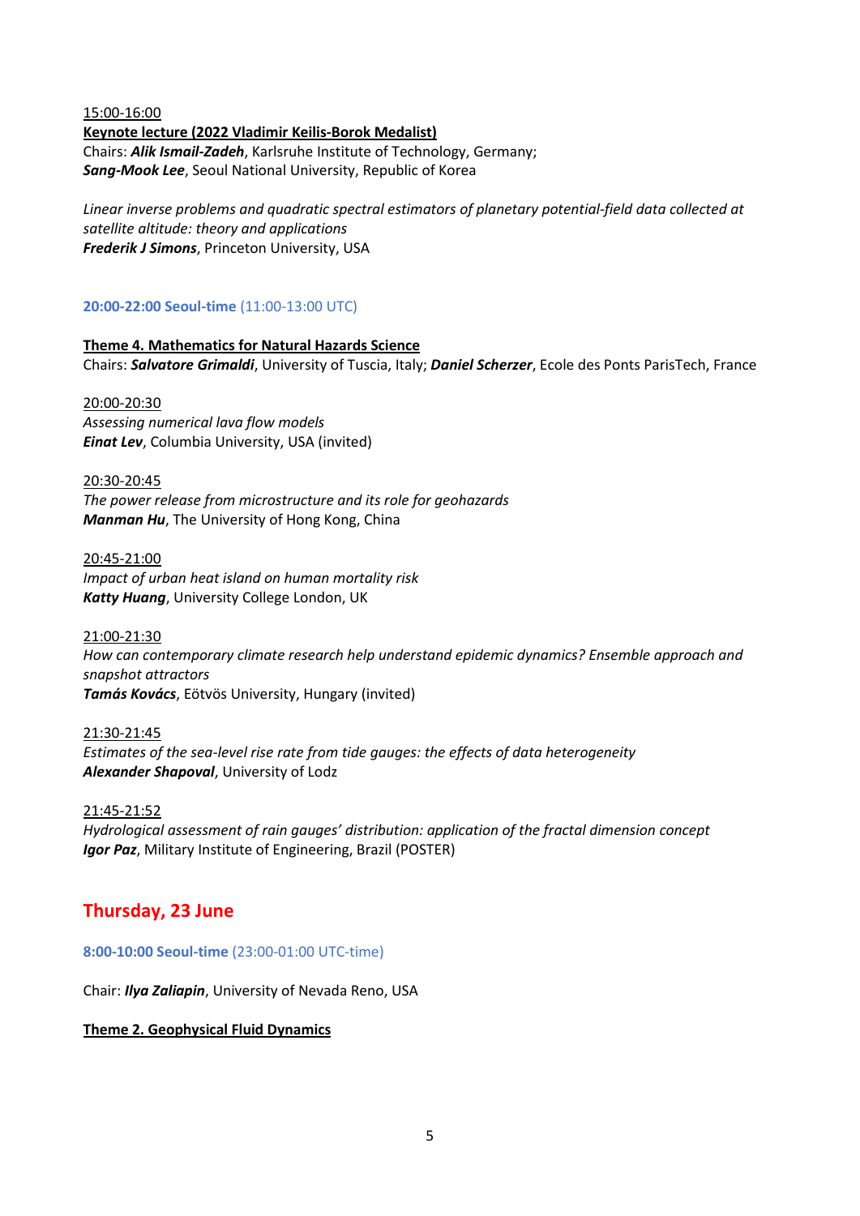15:00-16:00

**Keynote lecture (2022 Vladimir Keilis-Borok Medalist)**

Chairs: ***Alik Ismail-Zadeh***, Karlsruhe Institute of Technology, Germany;
***Sang-Mook Lee***, Seoul National University, Republic of Korea

*Linear inverse problems and quadratic spectral estimators of planetary potential-field data collected at satellite altitude: theory and applications*
***Frederik J Simons***, Princeton University, USA

**20:00-22:00 Seoul-time** (11:00-13:00 UTC)

**Theme 4. Mathematics for Natural Hazards Science**

Chairs: ***Salvatore Grimaldi***, University of Tuscia, Italy; ***Daniel Scherzer***, Ecole des Ponts ParisTech, France

20:00-20:30
*Assessing numerical lava flow models*
***Einat Lev***, Columbia University, USA (invited)

20:30-20:45
*The power release from microstructure and its role for geohazards*
***Manman Hu***, The University of Hong Kong, China

20:45-21:00
*Impact of urban heat island on human mortality risk*
***Katty Huang***, University College London, UK

21:00-21:30
*How can contemporary climate research help understand epidemic dynamics? Ensemble approach and snapshot attractors*
***Tamás Kovács***, Eötvös University, Hungary (invited)

21:30-21:45
*Estimates of the sea-level rise rate from tide gauges: the effects of data heterogeneity*
***Alexander Shapoval***, University of Lodz

21:45-21:52
*Hydrological assessment of rain gauges' distribution: application of the fractal dimension concept*
***Igor Paz***, Military Institute of Engineering, Brazil (POSTER)

## Thursday, 23 June

**8:00-10:00 Seoul-time** (23:00-01:00 UTC-time)

Chair: ***Ilya Zaliapin***, University of Nevada Reno, USA

**Theme 2. Geophysical Fluid Dynamics**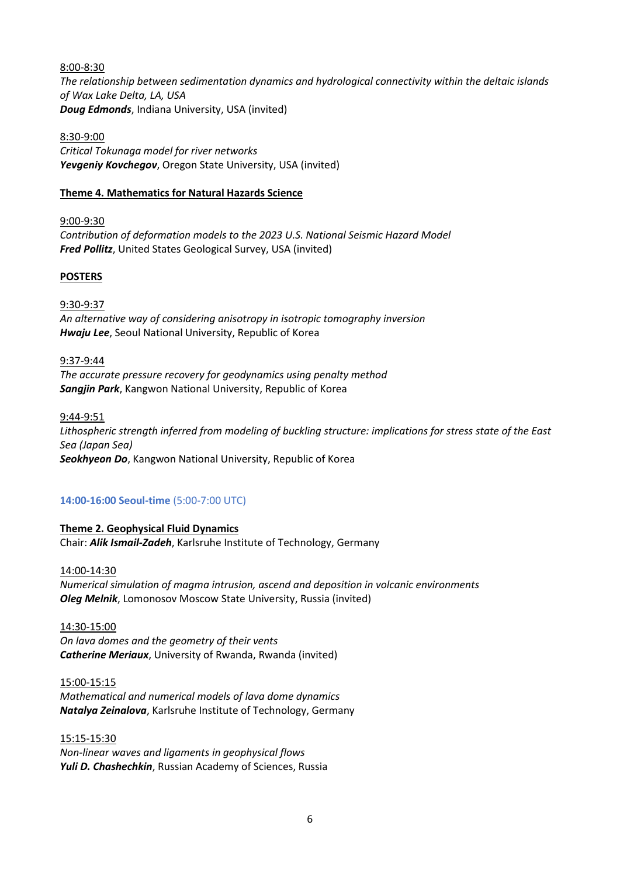8:00-8:30
*The relationship between sedimentation dynamics and hydrological connectivity within the deltaic islands of Wax Lake Delta, LA, USA*
***Doug Edmonds***, Indiana University, USA (invited)

8:30-9:00
*Critical Tokunaga model for river networks*
***Yevgeniy Kovchegov***, Oregon State University, USA (invited)

**Theme 4. Mathematics for Natural Hazards Science**

9:00-9:30
*Contribution of deformation models to the 2023 U.S. National Seismic Hazard Model*
***Fred Pollitz***, United States Geological Survey, USA (invited)

**POSTERS**

9:30-9:37
*An alternative way of considering anisotropy in isotropic tomography inversion*
***Hwaju Lee***, Seoul National University, Republic of Korea

9:37-9:44
*The accurate pressure recovery for geodynamics using penalty method*
***Sangjin Park***, Kangwon National University, Republic of Korea

9:44-9:51
*Lithospheric strength inferred from modeling of buckling structure: implications for stress state of the East Sea (Japan Sea)*
***Seokhyeon Do***, Kangwon National University, Republic of Korea

**14:00-16:00 Seoul-time** (5:00-7:00 UTC)

**Theme 2. Geophysical Fluid Dynamics**
Chair: ***Alik Ismail-Zadeh***, Karlsruhe Institute of Technology, Germany

14:00-14:30
*Numerical simulation of magma intrusion, ascend and deposition in volcanic environments*
***Oleg Melnik***, Lomonosov Moscow State University, Russia (invited)

14:30-15:00
*On lava domes and the geometry of their vents*
***Catherine Meriaux***, University of Rwanda, Rwanda (invited)

15:00-15:15
*Mathematical and numerical models of lava dome dynamics*
***Natalya Zeinalova***, Karlsruhe Institute of Technology, Germany

15:15-15:30
*Non-linear waves and ligaments in geophysical flows*
***Yuli D. Chashechkin***, Russian Academy of Sciences, Russia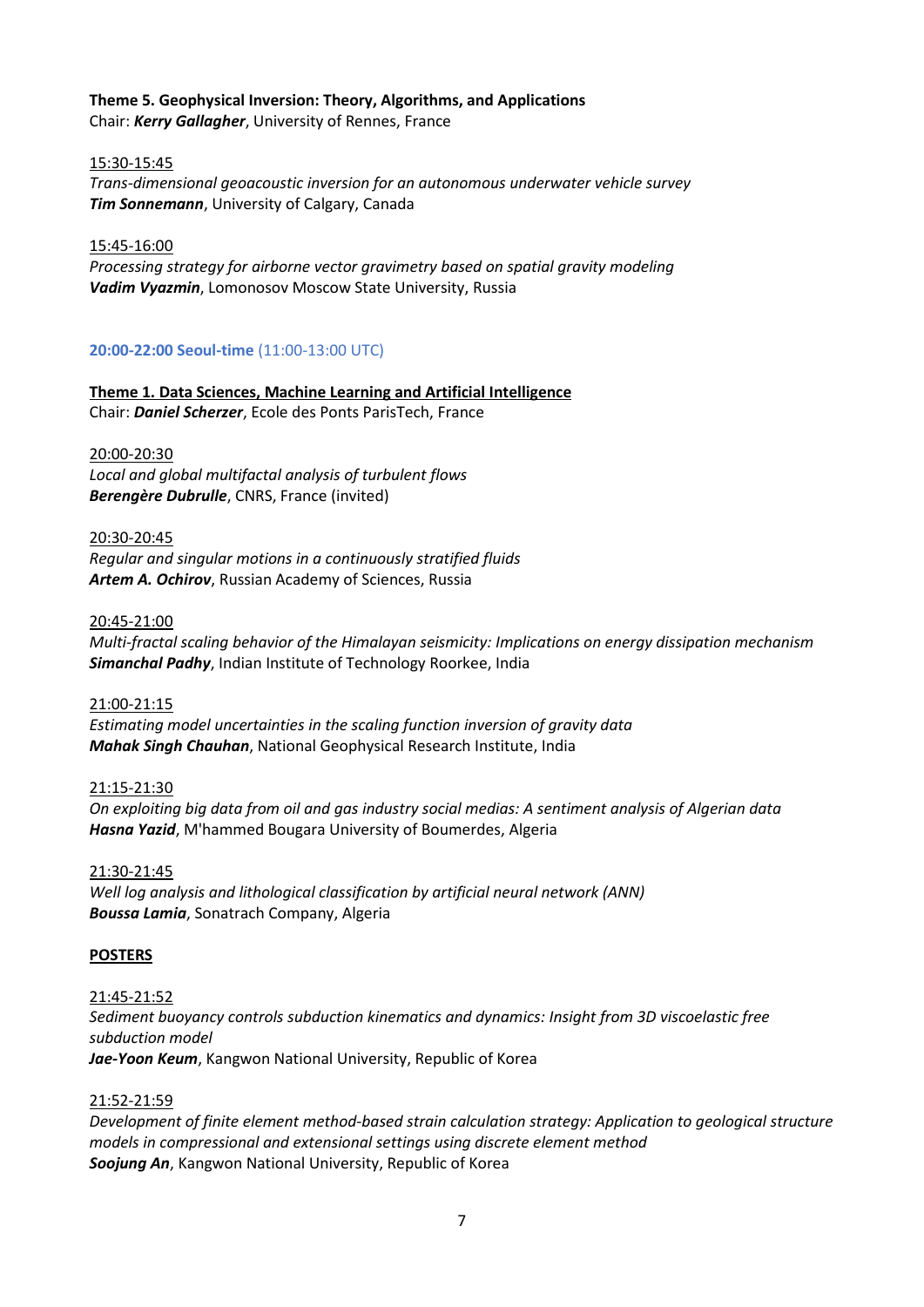**Theme 5. Geophysical Inversion: Theory, Algorithms, and Applications**
Chair: ***Kerry Gallagher***, University of Rennes, France

15:30-15:45
*Trans-dimensional geoacoustic inversion for an autonomous underwater vehicle survey*
***Tim Sonnemann***, University of Calgary, Canada

15:45-16:00
*Processing strategy for airborne vector gravimetry based on spatial gravity modeling*
***Vadim Vyazmin***, Lomonosov Moscow State University, Russia

**20:00-22:00 Seoul-time** (11:00-13:00 UTC)

**Theme 1. Data Sciences, Machine Learning and Artificial Intelligence**
Chair: ***Daniel Scherzer***, Ecole des Ponts ParisTech, France

20:00-20:30
*Local and global multifactal analysis of turbulent flows*
***Berengère Dubrulle***, CNRS, France (invited)

20:30-20:45
*Regular and singular motions in a continuously stratified fluids*
***Artem A. Ochirov***, Russian Academy of Sciences, Russia

20:45-21:00
*Multi-fractal scaling behavior of the Himalayan seismicity: Implications on energy dissipation mechanism*
***Simanchal Padhy***, Indian Institute of Technology Roorkee, India

21:00-21:15
*Estimating model uncertainties in the scaling function inversion of gravity data*
***Mahak Singh Chauhan***, National Geophysical Research Institute, India

21:15-21:30
*On exploiting big data from oil and gas industry social medias: A sentiment analysis of Algerian data*
***Hasna Yazid***, M'hammed Bougara University of Boumerdes, Algeria

21:30-21:45
*Well log analysis and lithological classification by artificial neural network (ANN)*
***Boussa Lamia***, Sonatrach Company, Algeria

**POSTERS**

21:45-21:52
*Sediment buoyancy controls subduction kinematics and dynamics: Insight from 3D viscoelastic free subduction model*
***Jae-Yoon Keum***, Kangwon National University, Republic of Korea

21:52-21:59
*Development of finite element method-based strain calculation strategy: Application to geological structure models in compressional and extensional settings using discrete element method*
***Soojung An***, Kangwon National University, Republic of Korea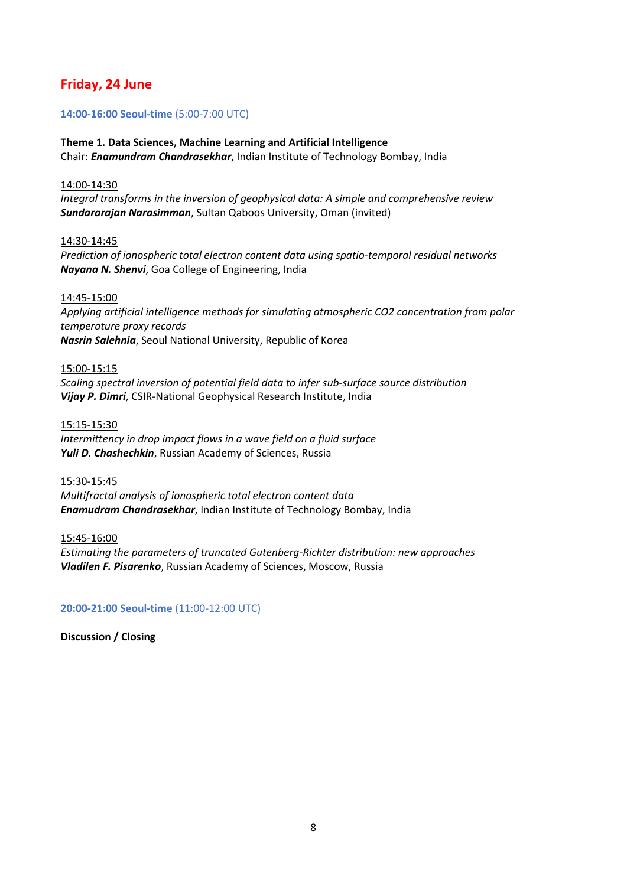## Friday, 24 June

**14:00-16:00 Seoul-time** (5:00-7:00 UTC)

**Theme 1. Data Sciences, Machine Learning and Artificial Intelligence**
Chair: ***Enamudram Chandrasekhar***, Indian Institute of Technology Bombay, India

14:00-14:30
*Integral transforms in the inversion of geophysical data: A simple and comprehensive review*
***Sundararajan Narasimman***, Sultan Qaboos University, Oman (invited)

14:30-14:45
*Prediction of ionospheric total electron content data using spatio-temporal residual networks*
***Nayana N. Shenvi***, Goa College of Engineering, India

14:45-15:00
*Applying artificial intelligence methods for simulating atmospheric CO2 concentration from polar temperature proxy records*
***Nasrin Salehnia***, Seoul National University, Republic of Korea

15:00-15:15
*Scaling spectral inversion of potential field data to infer sub-surface source distribution*
***Vijay P. Dimri***, CSIR-National Geophysical Research Institute, India

15:15-15:30
*Intermittency in drop impact flows in a wave field on a fluid surface*
***Yuli D. Chashechkin***, Russian Academy of Sciences, Russia

15:30-15:45
*Multifractal analysis of ionospheric total electron content data*
***Enamudram Chandrasekhar***, Indian Institute of Technology Bombay, India

15:45-16:00
*Estimating the parameters of truncated Gutenberg-Richter distribution: new approaches*
***Vladilen F. Pisarenko***, Russian Academy of Sciences, Moscow, Russia

**20:00-21:00 Seoul-time** (11:00-12:00 UTC)

**Discussion / Closing**